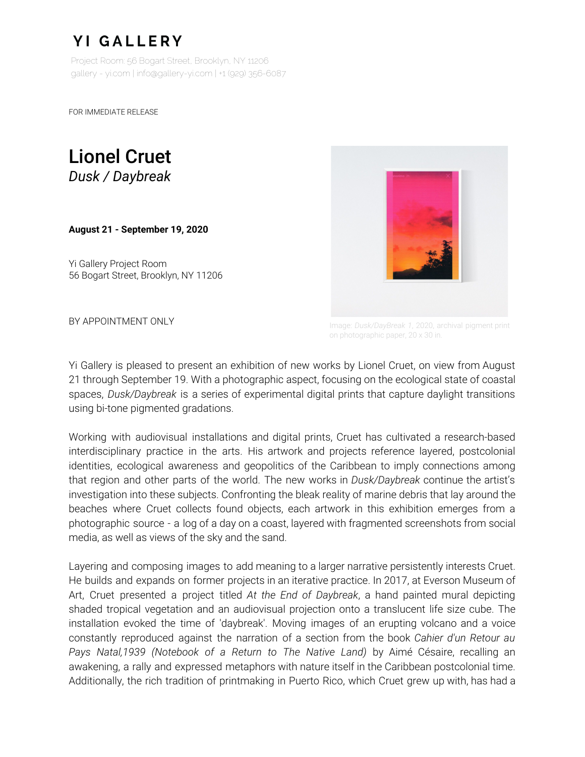# YI GALLERY

Project Room: 56 Bogart Street, Brooklyn, NY 11206
gallery - yi.com | info@gallery-yi.com | +1 (929) 356-6087

FOR IMMEDIATE RELEASE

## Lionel Cruet
*Dusk / Daybreak*

**August 21 - September 19, 2020**

Yi Gallery Project Room
56 Bogart Street, Brooklyn, NY 11206

BY APPOINTMENT ONLY

Image: *Dusk/DayBreak 1*, 2020, archival pigment print on photographic paper, 20 x 30 in.

Yi Gallery is pleased to present an exhibition of new works by Lionel Cruet, on view from August 21 through September 19. With a photographic aspect, focusing on the ecological state of coastal spaces, *Dusk/Daybreak* is a series of experimental digital prints that capture daylight transitions using bi-tone pigmented gradations.

Working with audiovisual installations and digital prints, Cruet has cultivated a research-based interdisciplinary practice in the arts. His artwork and projects reference layered, postcolonial identities, ecological awareness and geopolitics of the Caribbean to imply connections among that region and other parts of the world. The new works in *Dusk/Daybreak* continue the artist's investigation into these subjects. Confronting the bleak reality of marine debris that lay around the beaches where Cruet collects found objects, each artwork in this exhibition emerges from a photographic source - a log of a day on a coast, layered with fragmented screenshots from social media, as well as views of the sky and the sand.

Layering and composing images to add meaning to a larger narrative persistently interests Cruet. He builds and expands on former projects in an iterative practice. In 2017, at Everson Museum of Art, Cruet presented a project titled *At the End of Daybreak*, a hand painted mural depicting shaded tropical vegetation and an audiovisual projection onto a translucent life size cube. The installation evoked the time of 'daybreak'. Moving images of an erupting volcano and a voice constantly reproduced against the narration of a section from the book *Cahier d'un Retour au Pays Natal,1939 (Notebook of a Return to The Native Land)* by Aimé Césaire, recalling an awakening, a rally and expressed metaphors with nature itself in the Caribbean postcolonial time. Additionally, the rich tradition of printmaking in Puerto Rico, which Cruet grew up with, has had a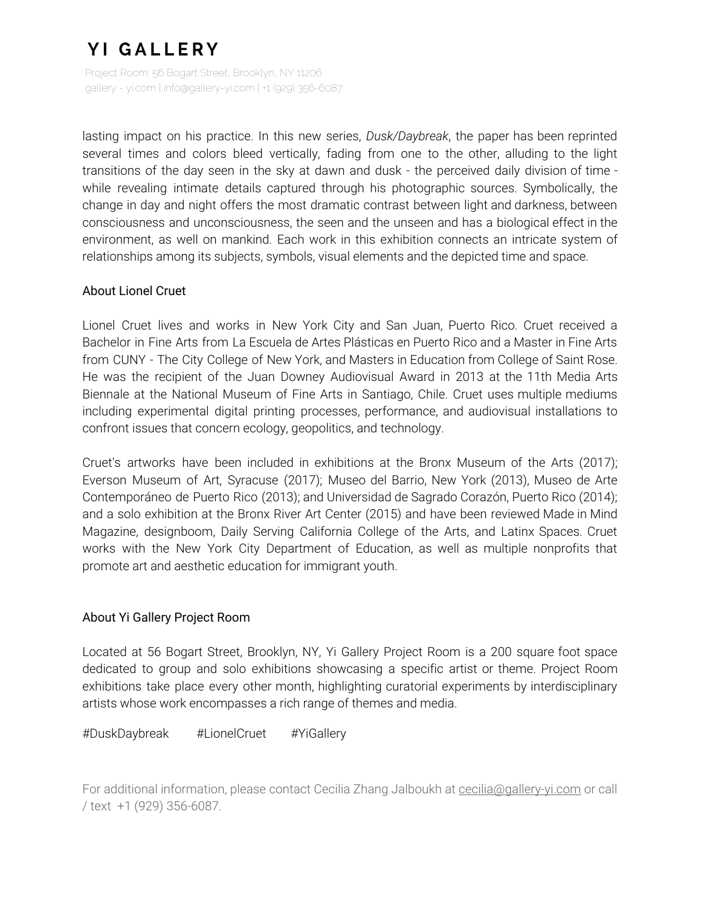lasting impact on his practice. In this new series, *Dusk/Daybreak*, the paper has been reprinted several times and colors bleed vertically, fading from one to the other, alluding to the light transitions of the day seen in the sky at dawn and dusk - the perceived daily division of time - while revealing intimate details captured through his photographic sources. Symbolically, the change in day and night offers the most dramatic contrast between light and darkness, between consciousness and unconsciousness, the seen and the unseen and has a biological effect in the environment, as well on mankind. Each work in this exhibition connects an intricate system of relationships among its subjects, symbols, visual elements and the depicted time and space.

## About Lionel Cruet

Lionel Cruet lives and works in New York City and San Juan, Puerto Rico. Cruet received a Bachelor in Fine Arts from La Escuela de Artes Plásticas en Puerto Rico and a Master in Fine Arts from CUNY - The City College of New York, and Masters in Education from College of Saint Rose. He was the recipient of the Juan Downey Audiovisual Award in 2013 at the 11th Media Arts Biennale at the National Museum of Fine Arts in Santiago, Chile. Cruet uses multiple mediums including experimental digital printing processes, performance, and audiovisual installations to confront issues that concern ecology, geopolitics, and technology.

Cruet's artworks have been included in exhibitions at the Bronx Museum of the Arts (2017); Everson Museum of Art, Syracuse (2017); Museo del Barrio, New York (2013), Museo de Arte Contemporáneo de Puerto Rico (2013); and Universidad de Sagrado Corazón, Puerto Rico (2014); and a solo exhibition at the Bronx River Art Center (2015) and have been reviewed Made in Mind Magazine, designboom, Daily Serving California College of the Arts, and Latinx Spaces. Cruet works with the New York City Department of Education, as well as multiple nonprofits that promote art and aesthetic education for immigrant youth.

## About Yi Gallery Project Room

Located at 56 Bogart Street, Brooklyn, NY, Yi Gallery Project Room is a 200 square foot space dedicated to group and solo exhibitions showcasing a specific artist or theme. Project Room exhibitions take place every other month, highlighting curatorial experiments by interdisciplinary artists whose work encompasses a rich range of themes and media.

#DuskDaybreak #LionelCruet #YiGallery

For additional information, please contact Cecilia Zhang Jalboukh at cecilia@gallery-yi.com or call / text +1 (929) 356-6087.